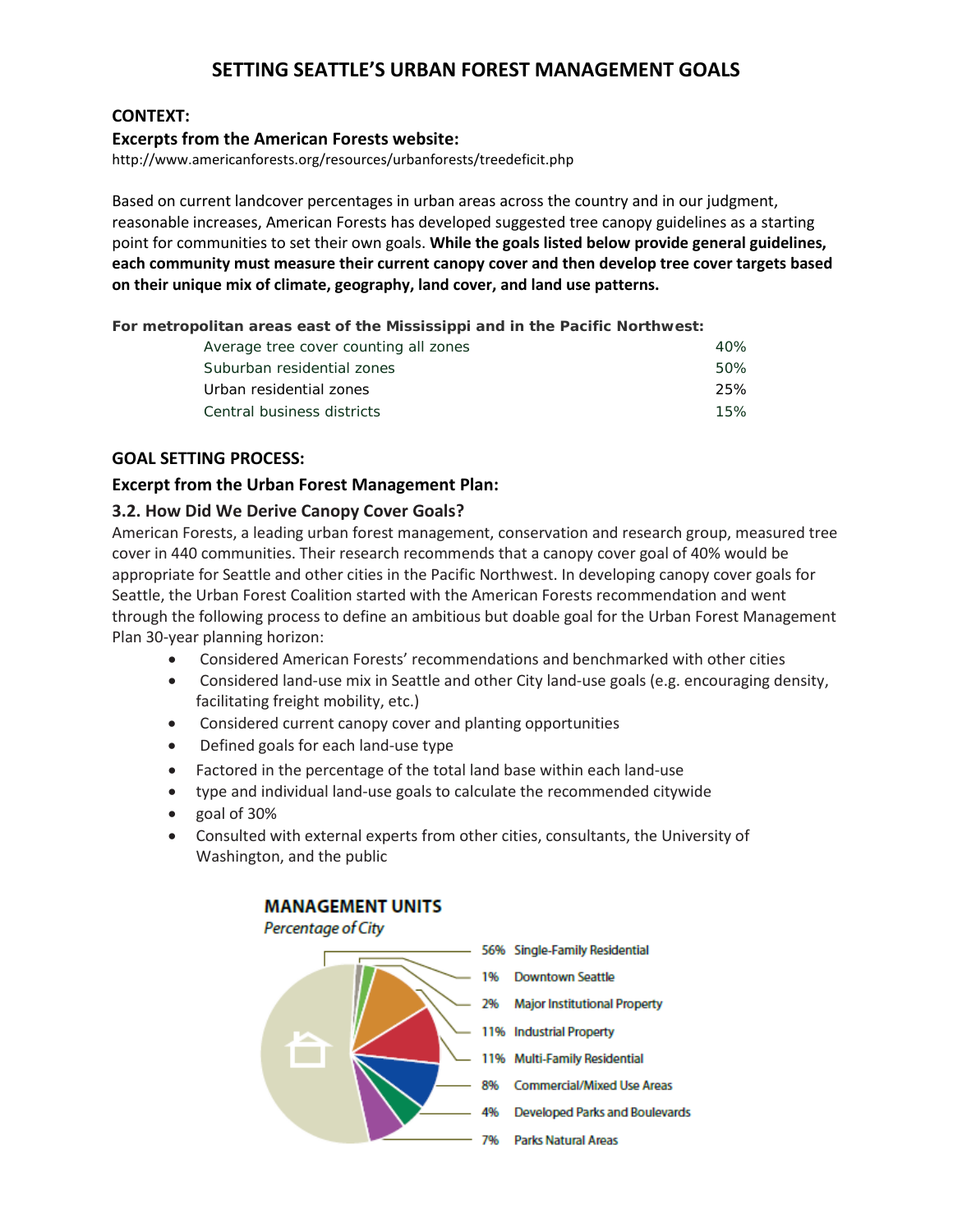# SETTING SEATTLE'S URBAN FOREST MANAGEMENT GOALS

## CONTEXT:

### Excerpts from the American Forests website:

http://www.americanforests.org/resources/urbanforests/treedeficit.php

Based on current landcover percentages in urban areas across the country and in our judgment, reasonable increases, American Forests has developed suggested tree canopy guidelines as a starting point for communities to set their own goals. **While the goals listed below provide general guidelines, each community must measure their current canopy cover and then develop tree cover targets based on their unique mix of climate, geography, land cover, and land use patterns.**

**For metropolitan areas east of the Mississippi and in the Pacific Northwest:**

| | |
|---|---|
| Average tree cover counting all zones | 40% |
| Suburban residential zones | 50% |
| Urban residential zones | 25% |
| Central business districts | 15% |

## GOAL SETTING PROCESS:

### Excerpt from the Urban Forest Management Plan:

### 3.2. How Did We Derive Canopy Cover Goals?

American Forests, a leading urban forest management, conservation and research group, measured tree cover in 440 communities. Their research recommends that a canopy cover goal of 40% would be appropriate for Seattle and other cities in the Pacific Northwest. In developing canopy cover goals for Seattle, the Urban Forest Coalition started with the American Forests recommendation and went through the following process to define an ambitious but doable goal for the Urban Forest Management Plan 30-year planning horizon:

- Considered American Forests' recommendations and benchmarked with other cities
- Considered land-use mix in Seattle and other City land-use goals (e.g. encouraging density, facilitating freight mobility, etc.)
- Considered current canopy cover and planting opportunities
- Defined goals for each land-use type
- Factored in the percentage of the total land base within each land-use
- type and individual land-use goals to calculate the recommended citywide
- goal of 30%
- Consulted with external experts from other cities, consultants, the University of Washington, and the public

**MANAGEMENT UNITS**

*Percentage of City*

| Percentage | Management Unit |
|---|---|
| 56% | Single-Family Residential |
| 1% | Downtown Seattle |
| 2% | Major Institutional Property |
| 11% | Industrial Property |
| 11% | Multi-Family Residential |
| 8% | Commercial/Mixed Use Areas |
| 4% | Developed Parks and Boulevards |
| 7% | Parks Natural Areas |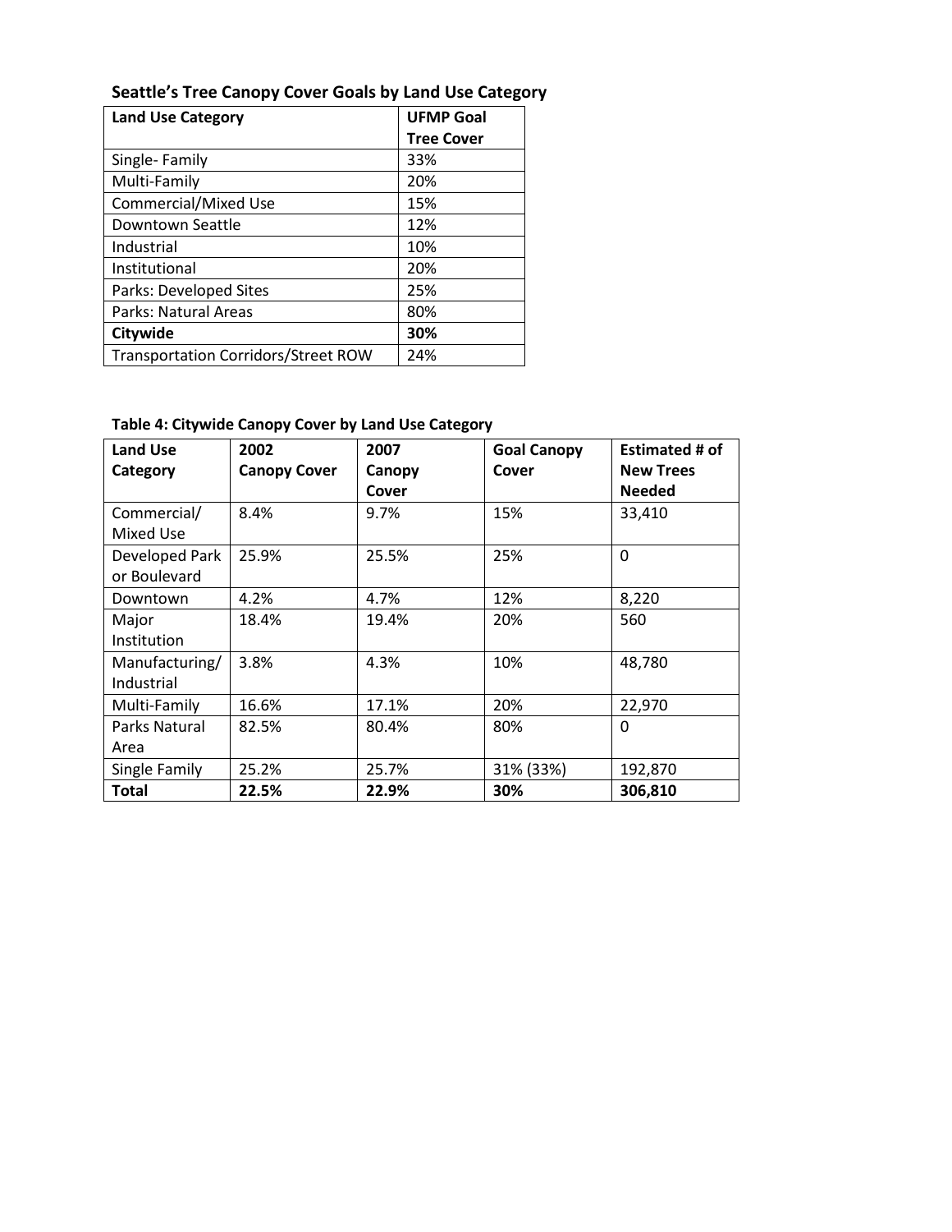**Seattle's Tree Canopy Cover Goals by Land Use Category**

| Land Use Category | UFMP Goal Tree Cover |
|---|---|
| Single- Family | 33% |
| Multi-Family | 20% |
| Commercial/Mixed Use | 15% |
| Downtown Seattle | 12% |
| Industrial | 10% |
| Institutional | 20% |
| Parks: Developed Sites | 25% |
| Parks: Natural Areas | 80% |
| **Citywide** | **30%** |
| Transportation Corridors/Street ROW | 24% |

**Table 4: Citywide Canopy Cover by Land Use Category**

| Land Use Category | 2002 Canopy Cover | 2007 Canopy Cover | Goal Canopy Cover | Estimated # of New Trees Needed |
|---|---|---|---|---|
| Commercial/ Mixed Use | 8.4% | 9.7% | 15% | 33,410 |
| Developed Park or Boulevard | 25.9% | 25.5% | 25% | 0 |
| Downtown | 4.2% | 4.7% | 12% | 8,220 |
| Major Institution | 18.4% | 19.4% | 20% | 560 |
| Manufacturing/ Industrial | 3.8% | 4.3% | 10% | 48,780 |
| Multi-Family | 16.6% | 17.1% | 20% | 22,970 |
| Parks Natural Area | 82.5% | 80.4% | 80% | 0 |
| Single Family | 25.2% | 25.7% | 31% (33%) | 192,870 |
| **Total** | **22.5%** | **22.9%** | **30%** | **306,810** |